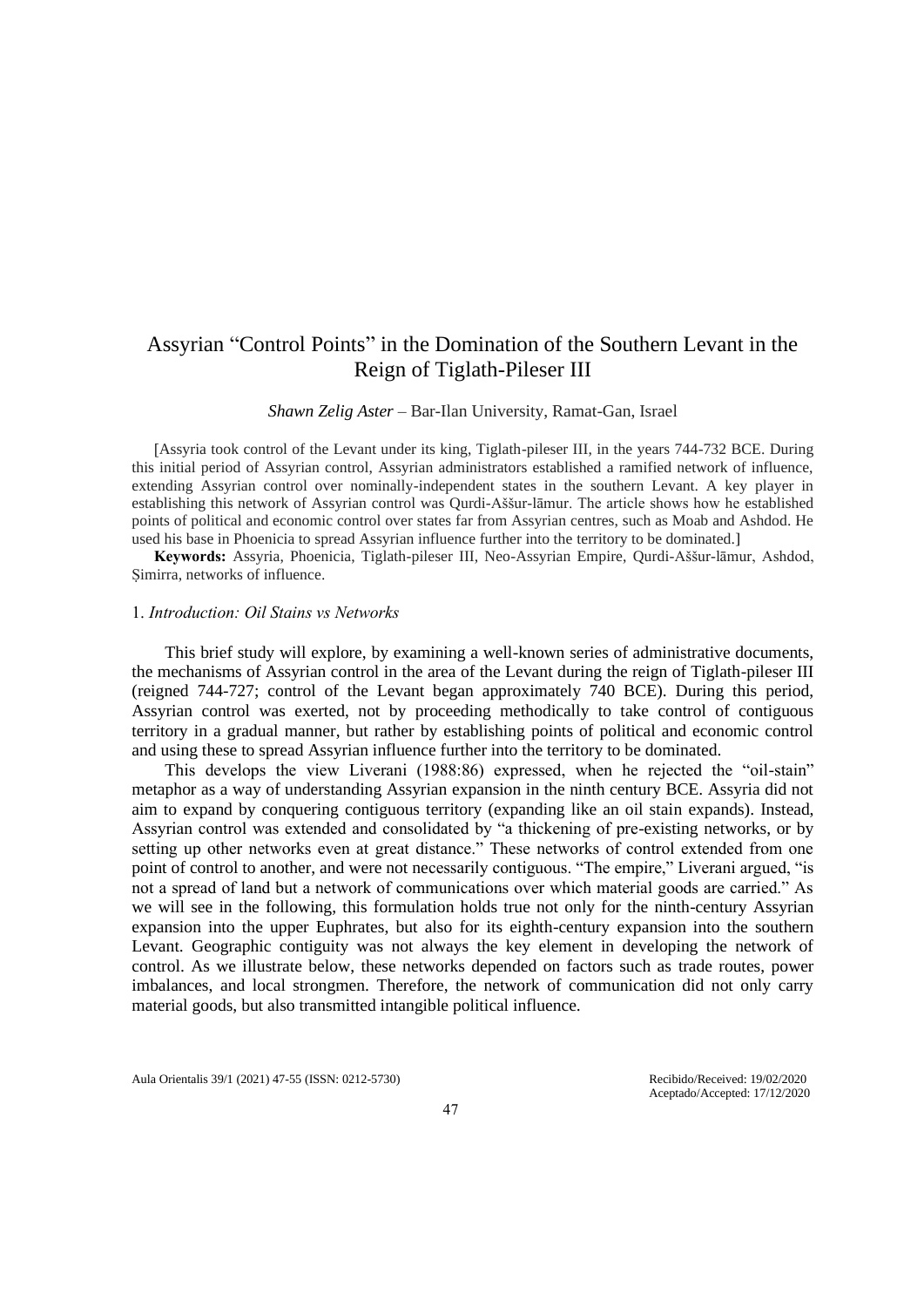# Assyrian "Control Points" in the Domination of the Southern Levant in the Reign of Tiglath-Pileser III

*Shawn Zelig Aster* – Bar-Ilan University, Ramat-Gan, Israel

[Assyria took control of the Levant under its king, Tiglath-pileser III, in the years 744-732 BCE. During this initial period of Assyrian control, Assyrian administrators established a ramified network of influence, extending Assyrian control over nominally-independent states in the southern Levant. A key player in establishing this network of Assyrian control was Qurdi-Aššur-lāmur. The article shows how he established points of political and economic control over states far from Assyrian centres, such as Moab and Ashdod. He used his base in Phoenicia to spread Assyrian influence further into the territory to be dominated.]

**Keywords:** Assyria, Phoenicia, Tiglath-pileser III, Neo-Assyrian Empire, Qurdi-Aššur-lāmur, Ashdod, Ṣimirra, networks of influence.

## 1. *Introduction: Oil Stains vs Networks*

This brief study will explore, by examining a well-known series of administrative documents, the mechanisms of Assyrian control in the area of the Levant during the reign of Tiglath-pileser III (reigned 744-727; control of the Levant began approximately 740 BCE). During this period, Assyrian control was exerted, not by proceeding methodically to take control of contiguous territory in a gradual manner, but rather by establishing points of political and economic control and using these to spread Assyrian influence further into the territory to be dominated.

This develops the view Liverani (1988:86) expressed, when he rejected the "oil-stain" metaphor as a way of understanding Assyrian expansion in the ninth century BCE. Assyria did not aim to expand by conquering contiguous territory (expanding like an oil stain expands). Instead, Assyrian control was extended and consolidated by "a thickening of pre-existing networks, or by setting up other networks even at great distance." These networks of control extended from one point of control to another, and were not necessarily contiguous. "The empire," Liverani argued, "is not a spread of land but a network of communications over which material goods are carried." As we will see in the following, this formulation holds true not only for the ninth-century Assyrian expansion into the upper Euphrates, but also for its eighth-century expansion into the southern Levant. Geographic contiguity was not always the key element in developing the network of control. As we illustrate below, these networks depended on factors such as trade routes, power imbalances, and local strongmen. Therefore, the network of communication did not only carry material goods, but also transmitted intangible political influence.

Recibido/Received: 19/02/2020
Aceptado/Accepted: 17/12/2020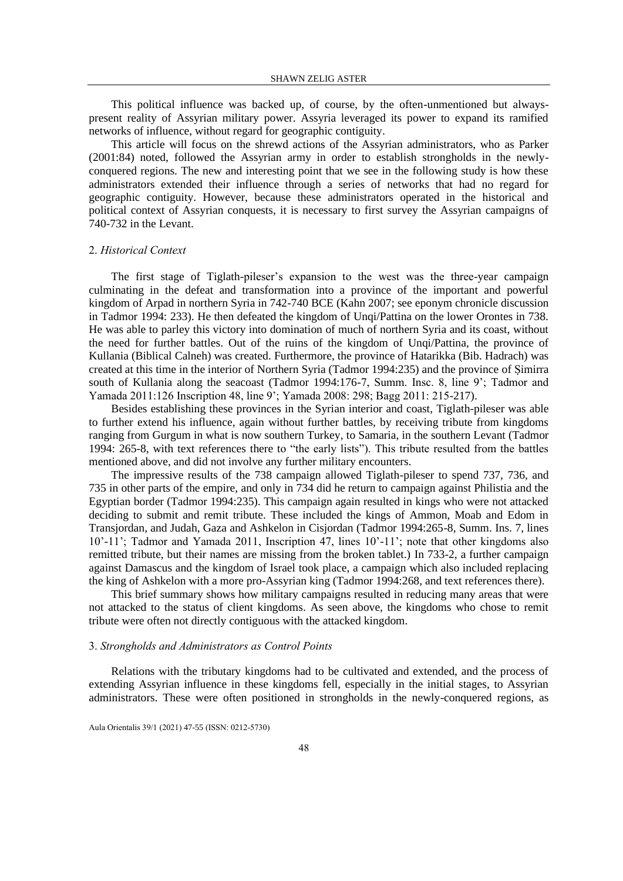This political influence was backed up, of course, by the often-unmentioned but always-present reality of Assyrian military power. Assyria leveraged its power to expand its ramified networks of influence, without regard for geographic contiguity.

This article will focus on the shrewd actions of the Assyrian administrators, who as Parker (2001:84) noted, followed the Assyrian army in order to establish strongholds in the newly-conquered regions. The new and interesting point that we see in the following study is how these administrators extended their influence through a series of networks that had no regard for geographic contiguity. However, because these administrators operated in the historical and political context of Assyrian conquests, it is necessary to first survey the Assyrian campaigns of 740-732 in the Levant.

## 2. *Historical Context*

The first stage of Tiglath-pileser's expansion to the west was the three-year campaign culminating in the defeat and transformation into a province of the important and powerful kingdom of Arpad in northern Syria in 742-740 BCE (Kahn 2007; see eponym chronicle discussion in Tadmor 1994: 233). He then defeated the kingdom of Unqi/Pattina on the lower Orontes in 738. He was able to parley this victory into domination of much of northern Syria and its coast, without the need for further battles. Out of the ruins of the kingdom of Unqi/Pattina, the province of Kullania (Biblical Calneh) was created. Furthermore, the province of Hatarikka (Bib. Hadrach) was created at this time in the interior of Northern Syria (Tadmor 1994:235) and the province of Ṣimirra south of Kullania along the seacoast (Tadmor 1994:176-7, Summ. Insc. 8, line 9'; Tadmor and Yamada 2011:126 Inscription 48, line 9'; Yamada 2008: 298; Bagg 2011: 215-217).

Besides establishing these provinces in the Syrian interior and coast, Tiglath-pileser was able to further extend his influence, again without further battles, by receiving tribute from kingdoms ranging from Gurgum in what is now southern Turkey, to Samaria, in the southern Levant (Tadmor 1994: 265-8, with text references there to "the early lists"). This tribute resulted from the battles mentioned above, and did not involve any further military encounters.

The impressive results of the 738 campaign allowed Tiglath-pileser to spend 737, 736, and 735 in other parts of the empire, and only in 734 did he return to campaign against Philistia and the Egyptian border (Tadmor 1994:235). This campaign again resulted in kings who were not attacked deciding to submit and remit tribute. These included the kings of Ammon, Moab and Edom in Transjordan, and Judah, Gaza and Ashkelon in Cisjordan (Tadmor 1994:265-8, Summ. Ins. 7, lines 10'-11'; Tadmor and Yamada 2011, Inscription 47, lines 10'-11'; note that other kingdoms also remitted tribute, but their names are missing from the broken tablet.) In 733-2, a further campaign against Damascus and the kingdom of Israel took place, a campaign which also included replacing the king of Ashkelon with a more pro-Assyrian king (Tadmor 1994:268, and text references there).

This brief summary shows how military campaigns resulted in reducing many areas that were not attacked to the status of client kingdoms. As seen above, the kingdoms who chose to remit tribute were often not directly contiguous with the attacked kingdom.

## 3. *Strongholds and Administrators as Control Points*

Relations with the tributary kingdoms had to be cultivated and extended, and the process of extending Assyrian influence in these kingdoms fell, especially in the initial stages, to Assyrian administrators. These were often positioned in strongholds in the newly-conquered regions, as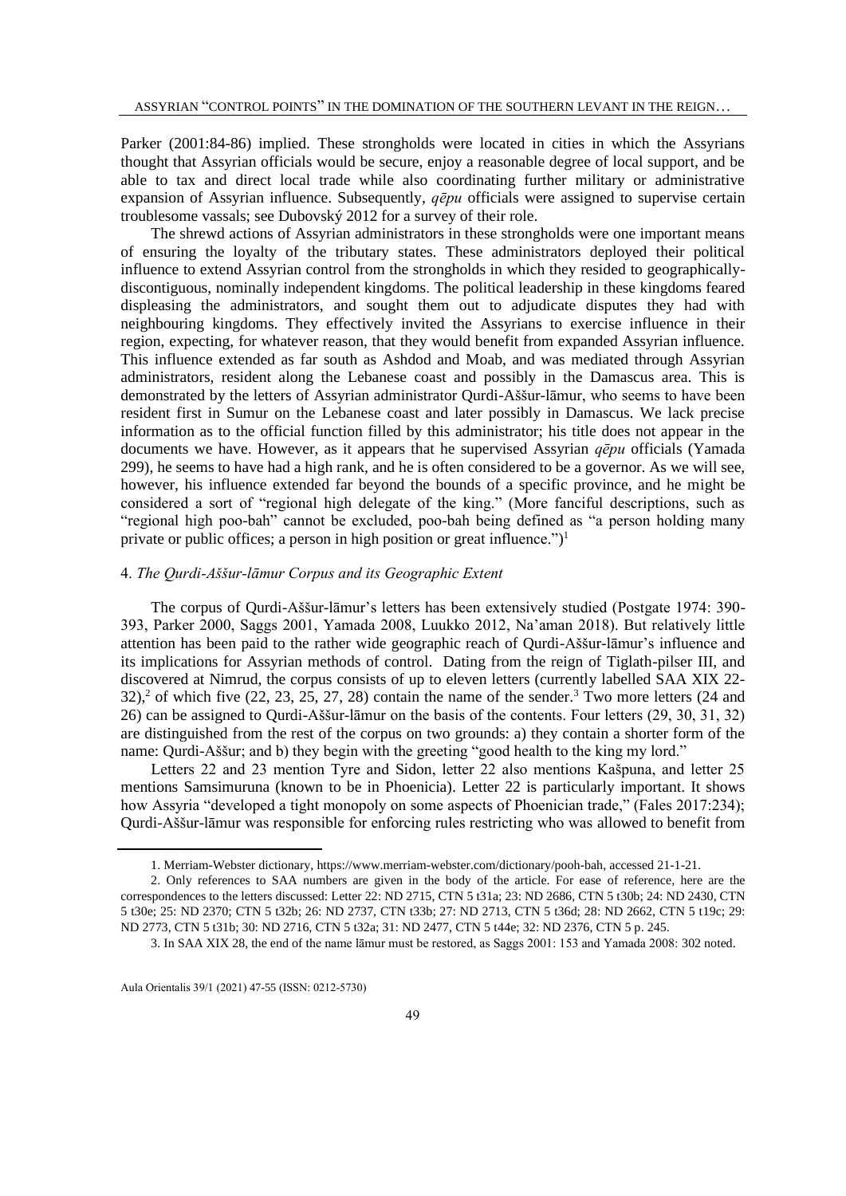Parker (2001:84-86) implied. These strongholds were located in cities in which the Assyrians thought that Assyrian officials would be secure, enjoy a reasonable degree of local support, and be able to tax and direct local trade while also coordinating further military or administrative expansion of Assyrian influence. Subsequently, *qēpu* officials were assigned to supervise certain troublesome vassals; see Dubovský 2012 for a survey of their role.

The shrewd actions of Assyrian administrators in these strongholds were one important means of ensuring the loyalty of the tributary states. These administrators deployed their political influence to extend Assyrian control from the strongholds in which they resided to geographically-discontiguous, nominally independent kingdoms. The political leadership in these kingdoms feared displeasing the administrators, and sought them out to adjudicate disputes they had with neighbouring kingdoms. They effectively invited the Assyrians to exercise influence in their region, expecting, for whatever reason, that they would benefit from expanded Assyrian influence. This influence extended as far south as Ashdod and Moab, and was mediated through Assyrian administrators, resident along the Lebanese coast and possibly in the Damascus area. This is demonstrated by the letters of Assyrian administrator Qurdi-Aššur-lāmur, who seems to have been resident first in Sumur on the Lebanese coast and later possibly in Damascus. We lack precise information as to the official function filled by this administrator; his title does not appear in the documents we have. However, as it appears that he supervised Assyrian *qēpu* officials (Yamada 299), he seems to have had a high rank, and he is often considered to be a governor. As we will see, however, his influence extended far beyond the bounds of a specific province, and he might be considered a sort of "regional high delegate of the king." (More fanciful descriptions, such as "regional high poo-bah" cannot be excluded, poo-bah being defined as "a person holding many private or public offices; a person in high position or great influence.")[1]

## 4. *The Qurdi-Aššur-lāmur Corpus and its Geographic Extent*

The corpus of Qurdi-Aššur-lāmur's letters has been extensively studied (Postgate 1974: 390-393, Parker 2000, Saggs 2001, Yamada 2008, Luukko 2012, Na'aman 2018). But relatively little attention has been paid to the rather wide geographic reach of Qurdi-Aššur-lāmur's influence and its implications for Assyrian methods of control. Dating from the reign of Tiglath-pilser III, and discovered at Nimrud, the corpus consists of up to eleven letters (currently labelled SAA XIX 22-32),[2] of which five (22, 23, 25, 27, 28) contain the name of the sender.[3] Two more letters (24 and 26) can be assigned to Qurdi-Aššur-lāmur on the basis of the contents. Four letters (29, 30, 31, 32) are distinguished from the rest of the corpus on two grounds: a) they contain a shorter form of the name: Qurdi-Aššur; and b) they begin with the greeting "good health to the king my lord."

Letters 22 and 23 mention Tyre and Sidon, letter 22 also mentions Kašpuna, and letter 25 mentions Samsimuruna (known to be in Phoenicia). Letter 22 is particularly important. It shows how Assyria "developed a tight monopoly on some aspects of Phoenician trade," (Fales 2017:234); Qurdi-Aššur-lāmur was responsible for enforcing rules restricting who was allowed to benefit from

---

1. Merriam-Webster dictionary, https://www.merriam-webster.com/dictionary/pooh-bah, accessed 21-1-21.

2. Only references to SAA numbers are given in the body of the article. For ease of reference, here are the correspondences to the letters discussed: Letter 22: ND 2715, CTN 5 t31a; 23: ND 2686, CTN 5 t30b; 24: ND 2430, CTN 5 t30e; 25: ND 2370; CTN 5 t32b; 26: ND 2737, CTN t33b; 27: ND 2713, CTN 5 t36d; 28: ND 2662, CTN 5 t19c; 29: ND 2773, CTN 5 t31b; 30: ND 2716, CTN 5 t32a; 31: ND 2477, CTN 5 t44e; 32: ND 2376, CTN 5 p. 245.

3. In SAA XIX 28, the end of the name lāmur must be restored, as Saggs 2001: 153 and Yamada 2008: 302 noted.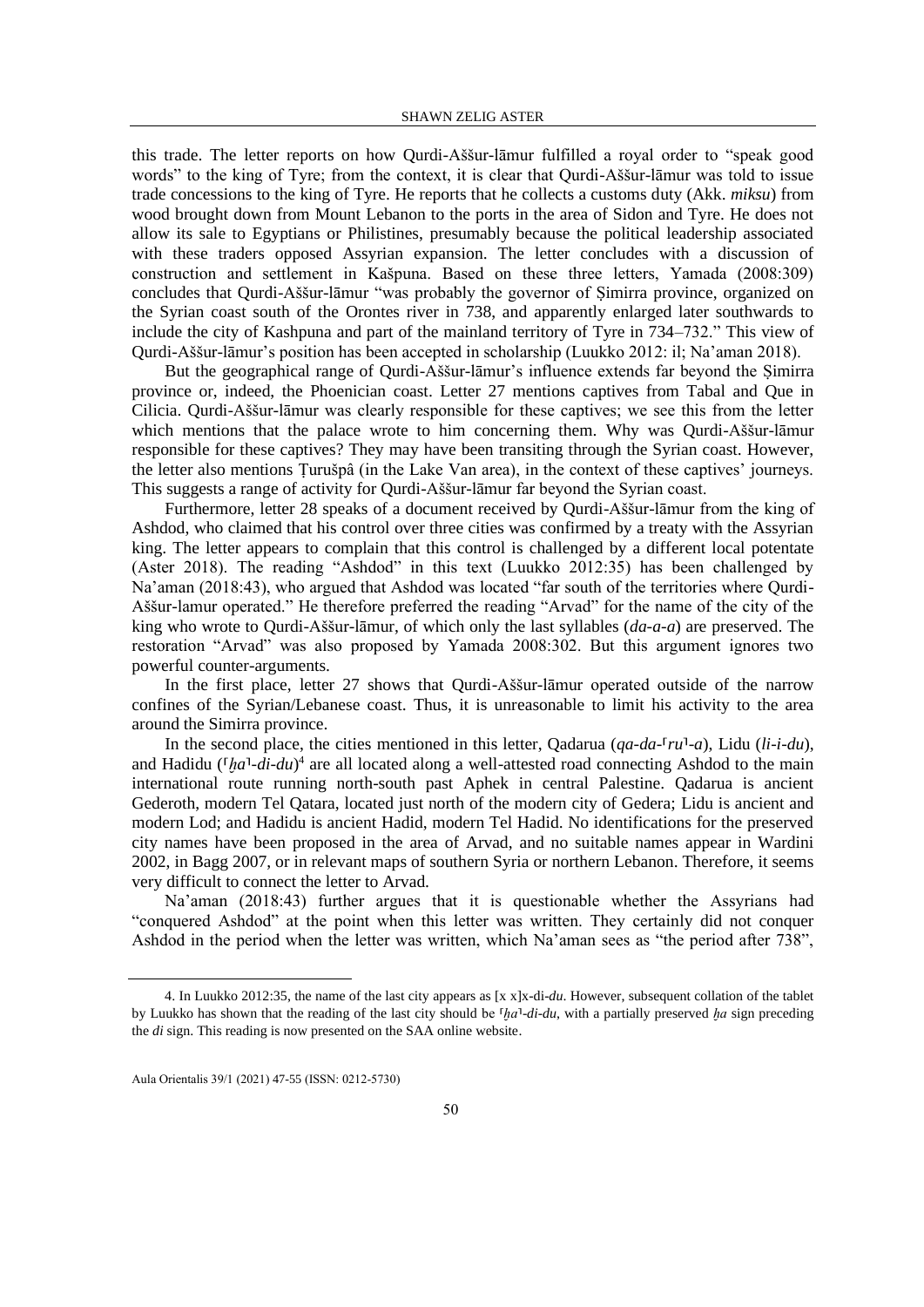this trade. The letter reports on how Qurdi-Aššur-lāmur fulfilled a royal order to "speak good words" to the king of Tyre; from the context, it is clear that Qurdi-Aššur-lāmur was told to issue trade concessions to the king of Tyre. He reports that he collects a customs duty (Akk. *miksu*) from wood brought down from Mount Lebanon to the ports in the area of Sidon and Tyre. He does not allow its sale to Egyptians or Philistines, presumably because the political leadership associated with these traders opposed Assyrian expansion. The letter concludes with a discussion of construction and settlement in Kašpuna. Based on these three letters, Yamada (2008:309) concludes that Qurdi-Aššur-lāmur "was probably the governor of Ṣimirra province, organized on the Syrian coast south of the Orontes river in 738, and apparently enlarged later southwards to include the city of Kashpuna and part of the mainland territory of Tyre in 734–732." This view of Qurdi-Aššur-lāmur's position has been accepted in scholarship (Luukko 2012: il; Na'aman 2018).

But the geographical range of Qurdi-Aššur-lāmur's influence extends far beyond the Ṣimirra province or, indeed, the Phoenician coast. Letter 27 mentions captives from Tabal and Que in Cilicia. Qurdi-Aššur-lāmur was clearly responsible for these captives; we see this from the letter which mentions that the palace wrote to him concerning them. Why was Qurdi-Aššur-lāmur responsible for these captives? They may have been transiting through the Syrian coast. However, the letter also mentions Ṭurušpâ (in the Lake Van area), in the context of these captives' journeys. This suggests a range of activity for Qurdi-Aššur-lāmur far beyond the Syrian coast.

Furthermore, letter 28 speaks of a document received by Qurdi-Aššur-lāmur from the king of Ashdod, who claimed that his control over three cities was confirmed by a treaty with the Assyrian king. The letter appears to complain that this control is challenged by a different local potentate (Aster 2018). The reading "Ashdod" in this text (Luukko 2012:35) has been challenged by Na'aman (2018:43), who argued that Ashdod was located "far south of the territories where Qurdi-Aššur-lamur operated." He therefore preferred the reading "Arvad" for the name of the city of the king who wrote to Qurdi-Aššur-lāmur, of which only the last syllables (*da-a-a*) are preserved. The restoration "Arvad" was also proposed by Yamada 2008:302. But this argument ignores two powerful counter-arguments.

In the first place, letter 27 shows that Qurdi-Aššur-lāmur operated outside of the narrow confines of the Syrian/Lebanese coast. Thus, it is unreasonable to limit his activity to the area around the Simirra province.

In the second place, the cities mentioned in this letter, Qadarua (*qa-da-*⌜*ru*⌝*-a*), Lidu (*li-i-du*), and Hadidu (⌜*ḫa*⌝*-di-du*)[4] are all located along a well-attested road connecting Ashdod to the main international route running north-south past Aphek in central Palestine. Qadarua is ancient Gederoth, modern Tel Qatara, located just north of the modern city of Gedera; Lidu is ancient and modern Lod; and Hadidu is ancient Hadid, modern Tel Hadid. No identifications for the preserved city names have been proposed in the area of Arvad, and no suitable names appear in Wardini 2002, in Bagg 2007, or in relevant maps of southern Syria or northern Lebanon. Therefore, it seems very difficult to connect the letter to Arvad.

Na'aman (2018:43) further argues that it is questionable whether the Assyrians had "conquered Ashdod" at the point when this letter was written. They certainly did not conquer Ashdod in the period when the letter was written, which Na'aman sees as "the period after 738",

---

4. In Luukko 2012:35, the name of the last city appears as [x x]x-di-*du*. However, subsequent collation of the tablet by Luukko has shown that the reading of the last city should be ⌜*ḫa*⌝*-di-du*, with a partially preserved *ḫa* sign preceding the *di* sign. This reading is now presented on the SAA online website.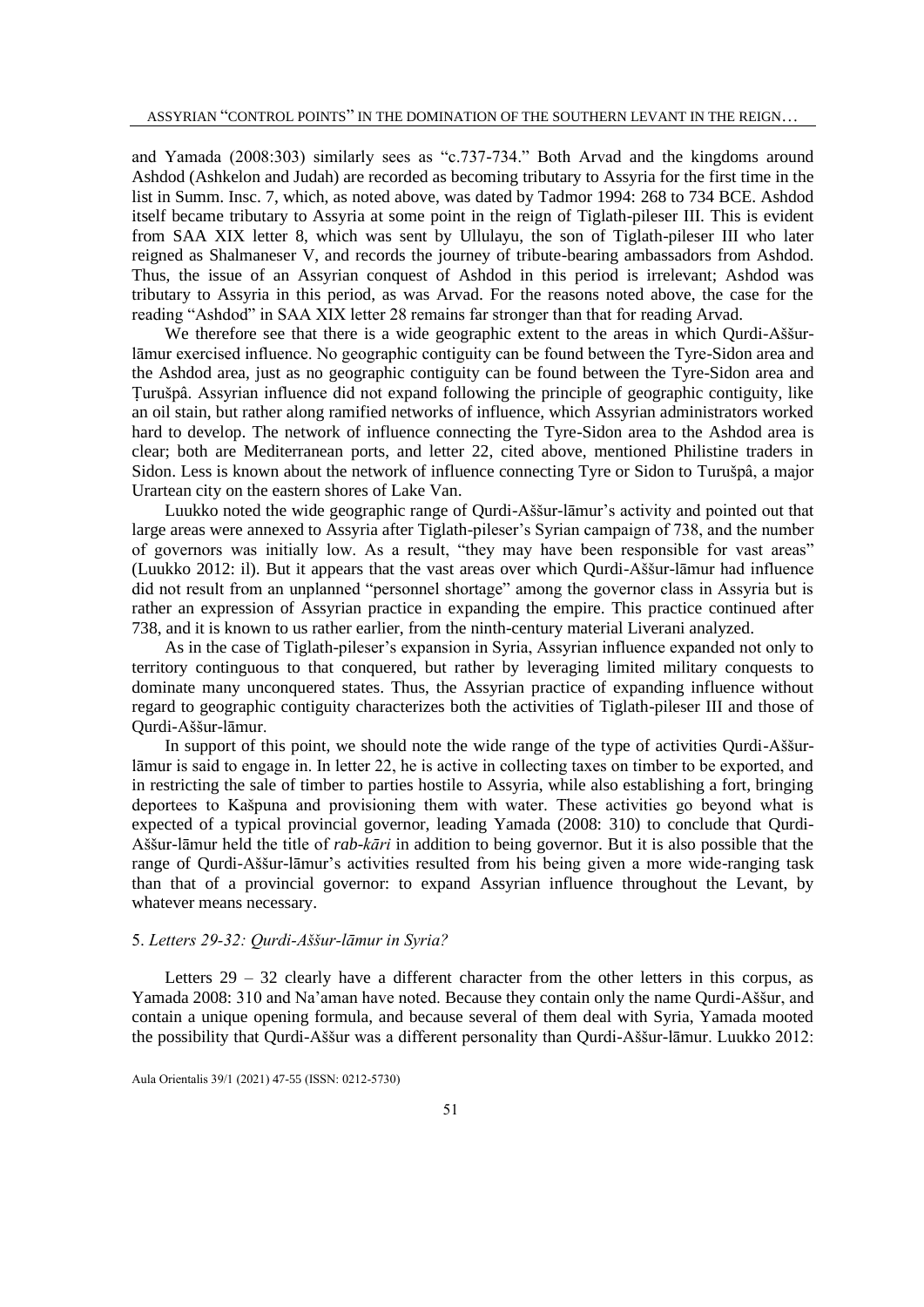and Yamada (2008:303) similarly sees as "c.737-734." Both Arvad and the kingdoms around Ashdod (Ashkelon and Judah) are recorded as becoming tributary to Assyria for the first time in the list in Summ. Insc. 7, which, as noted above, was dated by Tadmor 1994: 268 to 734 BCE. Ashdod itself became tributary to Assyria at some point in the reign of Tiglath-pileser III. This is evident from SAA XIX letter 8, which was sent by Ullulayu, the son of Tiglath-pileser III who later reigned as Shalmaneser V, and records the journey of tribute-bearing ambassadors from Ashdod. Thus, the issue of an Assyrian conquest of Ashdod in this period is irrelevant; Ashdod was tributary to Assyria in this period, as was Arvad. For the reasons noted above, the case for the reading "Ashdod" in SAA XIX letter 28 remains far stronger than that for reading Arvad.

We therefore see that there is a wide geographic extent to the areas in which Qurdi-Aššur-lāmur exercised influence. No geographic contiguity can be found between the Tyre-Sidon area and the Ashdod area, just as no geographic contiguity can be found between the Tyre-Sidon area and Ṭurušpâ. Assyrian influence did not expand following the principle of geographic contiguity, like an oil stain, but rather along ramified networks of influence, which Assyrian administrators worked hard to develop. The network of influence connecting the Tyre-Sidon area to the Ashdod area is clear; both are Mediterranean ports, and letter 22, cited above, mentioned Philistine traders in Sidon. Less is known about the network of influence connecting Tyre or Sidon to Turušpâ, a major Urartean city on the eastern shores of Lake Van.

Luukko noted the wide geographic range of Qurdi-Aššur-lāmur's activity and pointed out that large areas were annexed to Assyria after Tiglath-pileser's Syrian campaign of 738, and the number of governors was initially low. As a result, "they may have been responsible for vast areas" (Luukko 2012: il). But it appears that the vast areas over which Qurdi-Aššur-lāmur had influence did not result from an unplanned "personnel shortage" among the governor class in Assyria but is rather an expression of Assyrian practice in expanding the empire. This practice continued after 738, and it is known to us rather earlier, from the ninth-century material Liverani analyzed.

As in the case of Tiglath-pileser's expansion in Syria, Assyrian influence expanded not only to territory continguous to that conquered, but rather by leveraging limited military conquests to dominate many unconquered states. Thus, the Assyrian practice of expanding influence without regard to geographic contiguity characterizes both the activities of Tiglath-pileser III and those of Qurdi-Aššur-lāmur.

In support of this point, we should note the wide range of the type of activities Qurdi-Aššur-lāmur is said to engage in. In letter 22, he is active in collecting taxes on timber to be exported, and in restricting the sale of timber to parties hostile to Assyria, while also establishing a fort, bringing deportees to Kašpuna and provisioning them with water. These activities go beyond what is expected of a typical provincial governor, leading Yamada (2008: 310) to conclude that Qurdi-Aššur-lāmur held the title of *rab-kāri* in addition to being governor. But it is also possible that the range of Qurdi-Aššur-lāmur's activities resulted from his being given a more wide-ranging task than that of a provincial governor: to expand Assyrian influence throughout the Levant, by whatever means necessary.

## 5. *Letters 29-32: Qurdi-Aššur-lāmur in Syria?*

Letters 29 – 32 clearly have a different character from the other letters in this corpus, as Yamada 2008: 310 and Na'aman have noted. Because they contain only the name Qurdi-Aššur, and contain a unique opening formula, and because several of them deal with Syria, Yamada mooted the possibility that Qurdi-Aššur was a different personality than Qurdi-Aššur-lāmur. Luukko 2012: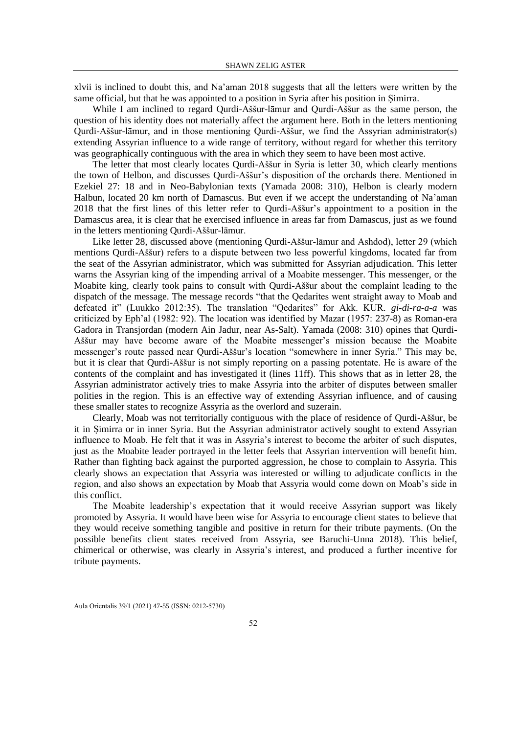xlvii is inclined to doubt this, and Na'aman 2018 suggests that all the letters were written by the same official, but that he was appointed to a position in Syria after his position in Ṣimirra.

While I am inclined to regard Qurdi-Aššur-lāmur and Qurdi-Aššur as the same person, the question of his identity does not materially affect the argument here. Both in the letters mentioning Qurdi-Aššur-lāmur, and in those mentioning Qurdi-Aššur, we find the Assyrian administrator(s) extending Assyrian influence to a wide range of territory, without regard for whether this territory was geographically contiguous with the area in which they seem to have been most active.

The letter that most clearly locates Qurdi-Aššur in Syria is letter 30, which clearly mentions the town of Helbon, and discusses Qurdi-Aššur's disposition of the orchards there. Mentioned in Ezekiel 27: 18 and in Neo-Babylonian texts (Yamada 2008: 310), Helbon is clearly modern Halbun, located 20 km north of Damascus. But even if we accept the understanding of Na'aman 2018 that the first lines of this letter refer to Qurdi-Aššur's appointment to a position in the Damascus area, it is clear that he exercised influence in areas far from Damascus, just as we found in the letters mentioning Qurdi-Aššur-lāmur.

Like letter 28, discussed above (mentioning Qurdi-Aššur-lāmur and Ashdod), letter 29 (which mentions Qurdi-Aššur) refers to a dispute between two less powerful kingdoms, located far from the seat of the Assyrian administrator, which was submitted for Assyrian adjudication. This letter warns the Assyrian king of the impending arrival of a Moabite messenger. This messenger, or the Moabite king, clearly took pains to consult with Qurdi-Aššur about the complaint leading to the dispatch of the message. The message records "that the Qedarites went straight away to Moab and defeated it" (Luukko 2012:35). The translation "Qedarites" for Akk. KUR. *gi-di-ra-a-a* was criticized by Eph'al (1982: 92). The location was identified by Mazar (1957: 237-8) as Roman-era Gadora in Transjordan (modern Ain Jadur, near As-Salt). Yamada (2008: 310) opines that Qurdi-Aššur may have become aware of the Moabite messenger's mission because the Moabite messenger's route passed near Qurdi-Aššur's location "somewhere in inner Syria." This may be, but it is clear that Qurdi-Aššur is not simply reporting on a passing potentate. He is aware of the contents of the complaint and has investigated it (lines 11ff). This shows that as in letter 28, the Assyrian administrator actively tries to make Assyria into the arbiter of disputes between smaller polities in the region. This is an effective way of extending Assyrian influence, and of causing these smaller states to recognize Assyria as the overlord and suzerain.

Clearly, Moab was not territorially contiguous with the place of residence of Qurdi-Aššur, be it in Ṣimirra or in inner Syria. But the Assyrian administrator actively sought to extend Assyrian influence to Moab. He felt that it was in Assyria's interest to become the arbiter of such disputes, just as the Moabite leader portrayed in the letter feels that Assyrian intervention will benefit him. Rather than fighting back against the purported aggression, he chose to complain to Assyria. This clearly shows an expectation that Assyria was interested or willing to adjudicate conflicts in the region, and also shows an expectation by Moab that Assyria would come down on Moab's side in this conflict.

The Moabite leadership's expectation that it would receive Assyrian support was likely promoted by Assyria. It would have been wise for Assyria to encourage client states to believe that they would receive something tangible and positive in return for their tribute payments. (On the possible benefits client states received from Assyria, see Baruchi-Unna 2018). This belief, chimerical or otherwise, was clearly in Assyria's interest, and produced a further incentive for tribute payments.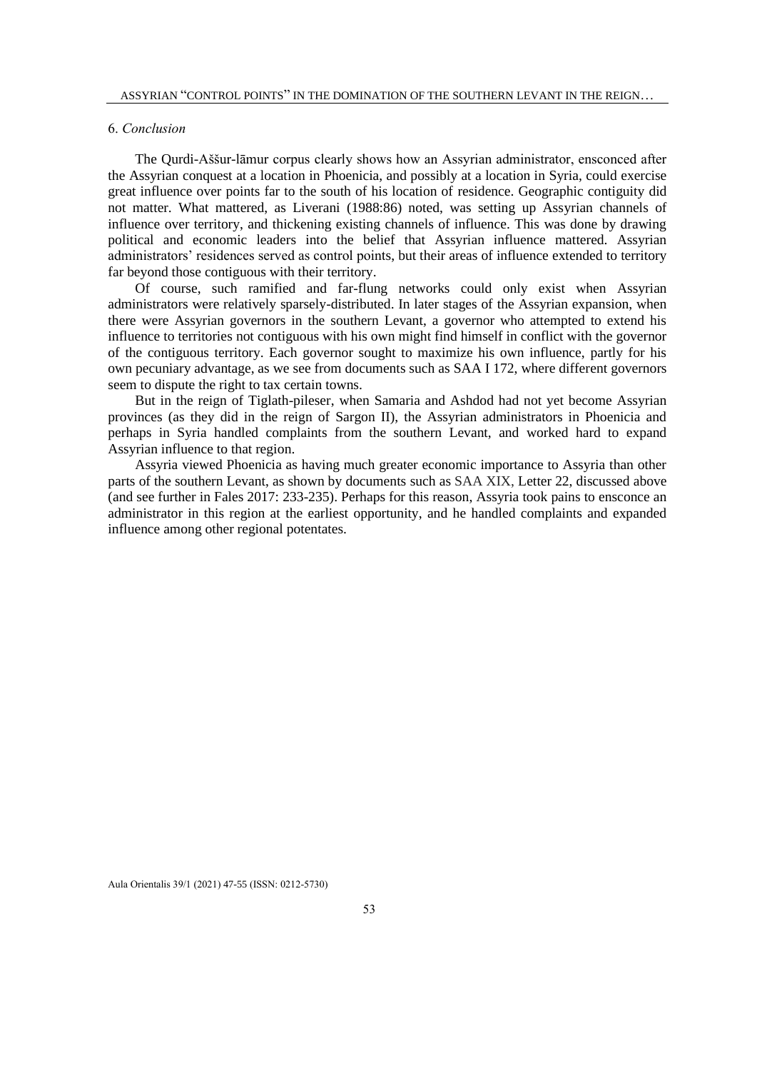## 6. *Conclusion*

The Qurdi-Aššur-lāmur corpus clearly shows how an Assyrian administrator, ensconced after the Assyrian conquest at a location in Phoenicia, and possibly at a location in Syria, could exercise great influence over points far to the south of his location of residence. Geographic contiguity did not matter. What mattered, as Liverani (1988:86) noted, was setting up Assyrian channels of influence over territory, and thickening existing channels of influence. This was done by drawing political and economic leaders into the belief that Assyrian influence mattered. Assyrian administrators' residences served as control points, but their areas of influence extended to territory far beyond those contiguous with their territory.

Of course, such ramified and far-flung networks could only exist when Assyrian administrators were relatively sparsely-distributed. In later stages of the Assyrian expansion, when there were Assyrian governors in the southern Levant, a governor who attempted to extend his influence to territories not contiguous with his own might find himself in conflict with the governor of the contiguous territory. Each governor sought to maximize his own influence, partly for his own pecuniary advantage, as we see from documents such as SAA I 172, where different governors seem to dispute the right to tax certain towns.

But in the reign of Tiglath-pileser, when Samaria and Ashdod had not yet become Assyrian provinces (as they did in the reign of Sargon II), the Assyrian administrators in Phoenicia and perhaps in Syria handled complaints from the southern Levant, and worked hard to expand Assyrian influence to that region.

Assyria viewed Phoenicia as having much greater economic importance to Assyria than other parts of the southern Levant, as shown by documents such as SAA XIX, Letter 22, discussed above (and see further in Fales 2017: 233-235). Perhaps for this reason, Assyria took pains to ensconce an administrator in this region at the earliest opportunity, and he handled complaints and expanded influence among other regional potentates.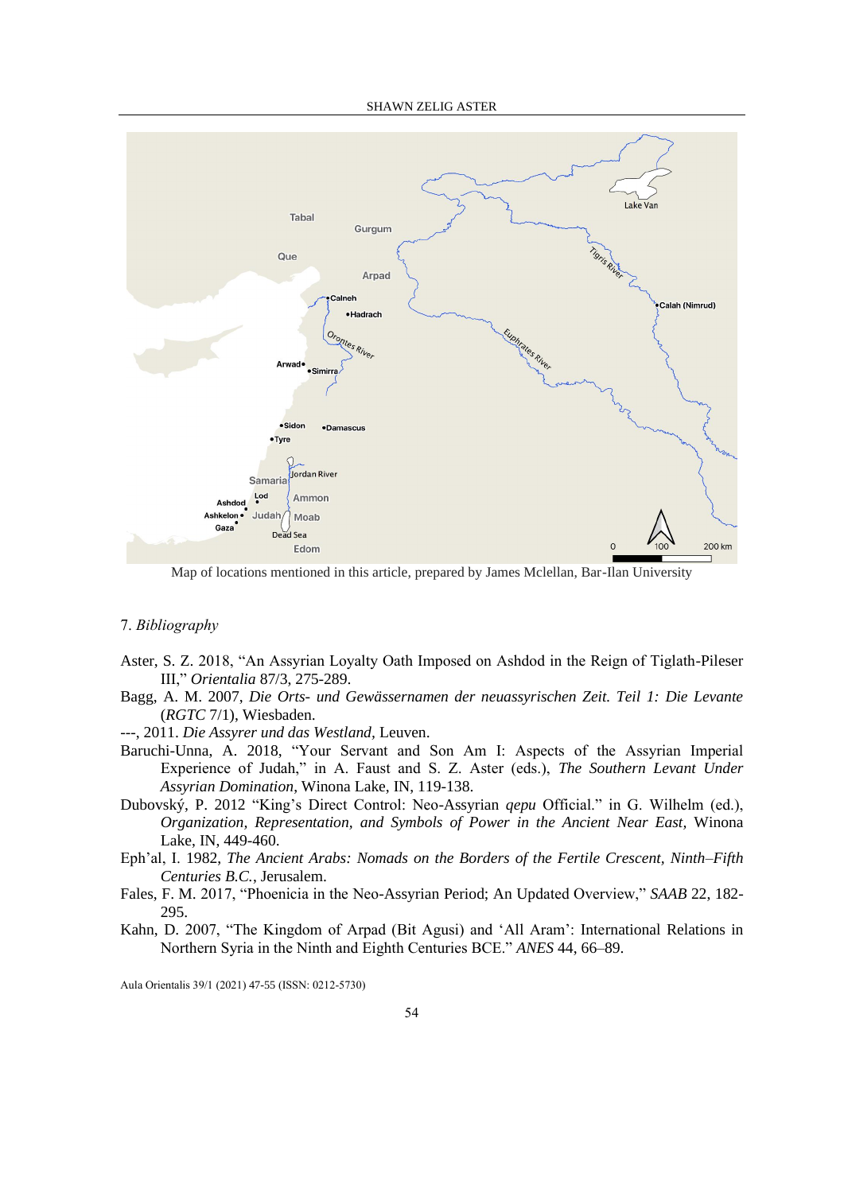Map of locations mentioned in this article, prepared by James Mclellan, Bar-Ilan University

## 7. *Bibliography*

Aster, S. Z. 2018, "An Assyrian Loyalty Oath Imposed on Ashdod in the Reign of Tiglath-Pileser III," *Orientalia* 87/3, 275-289.

Bagg, A. M. 2007, *Die Orts- und Gewässernamen der neuassyrischen Zeit. Teil 1: Die Levante* (*RGTC* 7/1), Wiesbaden.

---, 2011. *Die Assyrer und das Westland*, Leuven.

Baruchi-Unna, A. 2018, "Your Servant and Son Am I: Aspects of the Assyrian Imperial Experience of Judah," in A. Faust and S. Z. Aster (eds.), *The Southern Levant Under Assyrian Domination*, Winona Lake, IN, 119-138.

Dubovský, P. 2012 "King's Direct Control: Neo-Assyrian *qepu* Official." in G. Wilhelm (ed.), *Organization, Representation, and Symbols of Power in the Ancient Near East*, Winona Lake, IN, 449-460.

Eph'al, I. 1982, *The Ancient Arabs: Nomads on the Borders of the Fertile Crescent, Ninth–Fifth Centuries B.C.*, Jerusalem.

Fales, F. M. 2017, "Phoenicia in the Neo-Assyrian Period; An Updated Overview," *SAAB* 22, 182-295.

Kahn, D. 2007, "The Kingdom of Arpad (Bit Agusi) and 'All Aram': International Relations in Northern Syria in the Ninth and Eighth Centuries BCE." *ANES* 44, 66–89.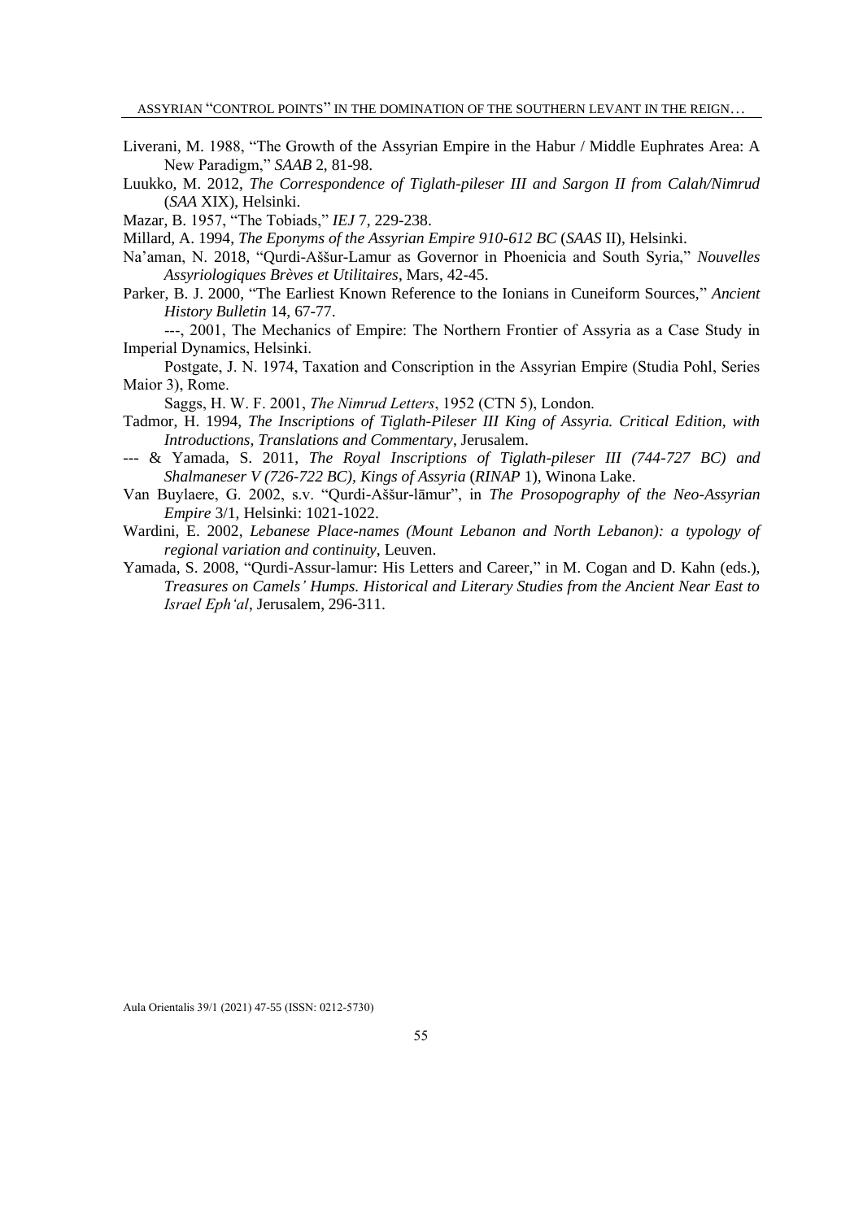Liverani, M. 1988, "The Growth of the Assyrian Empire in the Habur / Middle Euphrates Area: A New Paradigm," *SAAB* 2, 81-98.

Luukko, M. 2012, *The Correspondence of Tiglath-pileser III and Sargon II from Calah/Nimrud* (*SAA* XIX), Helsinki.

Mazar, B. 1957, "The Tobiads," *IEJ* 7, 229-238.

Millard, A. 1994, *The Eponyms of the Assyrian Empire 910-612 BC* (*SAAS* II), Helsinki.

Na'aman, N. 2018, "Qurdi-Aššur-Lamur as Governor in Phoenicia and South Syria," *Nouvelles Assyriologiques Brèves et Utilitaires*, Mars, 42-45.

Parker, B. J. 2000, "The Earliest Known Reference to the Ionians in Cuneiform Sources," *Ancient History Bulletin* 14, 67-77.

---, 2001, The Mechanics of Empire: The Northern Frontier of Assyria as a Case Study in Imperial Dynamics, Helsinki.

Postgate, J. N. 1974, Taxation and Conscription in the Assyrian Empire (Studia Pohl, Series Maior 3), Rome.

Saggs, H. W. F. 2001, *The Nimrud Letters*, 1952 (CTN 5), London.

Tadmor, H. 1994, *The Inscriptions of Tiglath-Pileser III King of Assyria. Critical Edition, with Introductions, Translations and Commentary*, Jerusalem.

--- & Yamada, S. 2011, *The Royal Inscriptions of Tiglath-pileser III (744-727 BC) and Shalmaneser V (726-722 BC), Kings of Assyria* (*RINAP* 1), Winona Lake.

Van Buylaere, G. 2002, s.v. "Qurdi-Aššur-lāmur", in *The Prosopography of the Neo-Assyrian Empire* 3/1, Helsinki: 1021-1022.

Wardini, E. 2002, *Lebanese Place-names (Mount Lebanon and North Lebanon): a typology of regional variation and continuity*, Leuven.

Yamada, S. 2008, "Qurdi-Assur-lamur: His Letters and Career," in M. Cogan and D. Kahn (eds.), *Treasures on Camels' Humps. Historical and Literary Studies from the Ancient Near East to Israel Eph'al*, Jerusalem, 296-311.